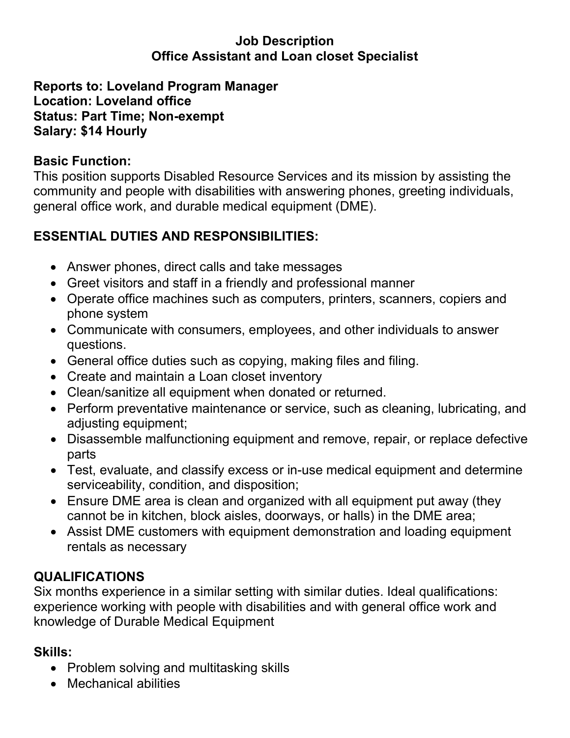# Job Description
## Office Assistant and Loan closet Specialist

**Reports to: Loveland Program Manager**
**Location: Loveland office**
**Status: Part Time; Non-exempt**
**Salary: $14 Hourly**

### Basic Function:

This position supports Disabled Resource Services and its mission by assisting the community and people with disabilities with answering phones, greeting individuals, general office work, and durable medical equipment (DME).

### ESSENTIAL DUTIES AND RESPONSIBILITIES:

- Answer phones, direct calls and take messages
- Greet visitors and staff in a friendly and professional manner
- Operate office machines such as computers, printers, scanners, copiers and phone system
- Communicate with consumers, employees, and other individuals to answer questions.
- General office duties such as copying, making files and filing.
- Create and maintain a Loan closet inventory
- Clean/sanitize all equipment when donated or returned.
- Perform preventative maintenance or service, such as cleaning, lubricating, and adjusting equipment;
- Disassemble malfunctioning equipment and remove, repair, or replace defective parts
- Test, evaluate, and classify excess or in-use medical equipment and determine serviceability, condition, and disposition;
- Ensure DME area is clean and organized with all equipment put away (they cannot be in kitchen, block aisles, doorways, or halls) in the DME area;
- Assist DME customers with equipment demonstration and loading equipment rentals as necessary

### QUALIFICATIONS

Six months experience in a similar setting with similar duties. Ideal qualifications: experience working with people with disabilities and with general office work and knowledge of Durable Medical Equipment

### Skills:

- Problem solving and multitasking skills
- Mechanical abilities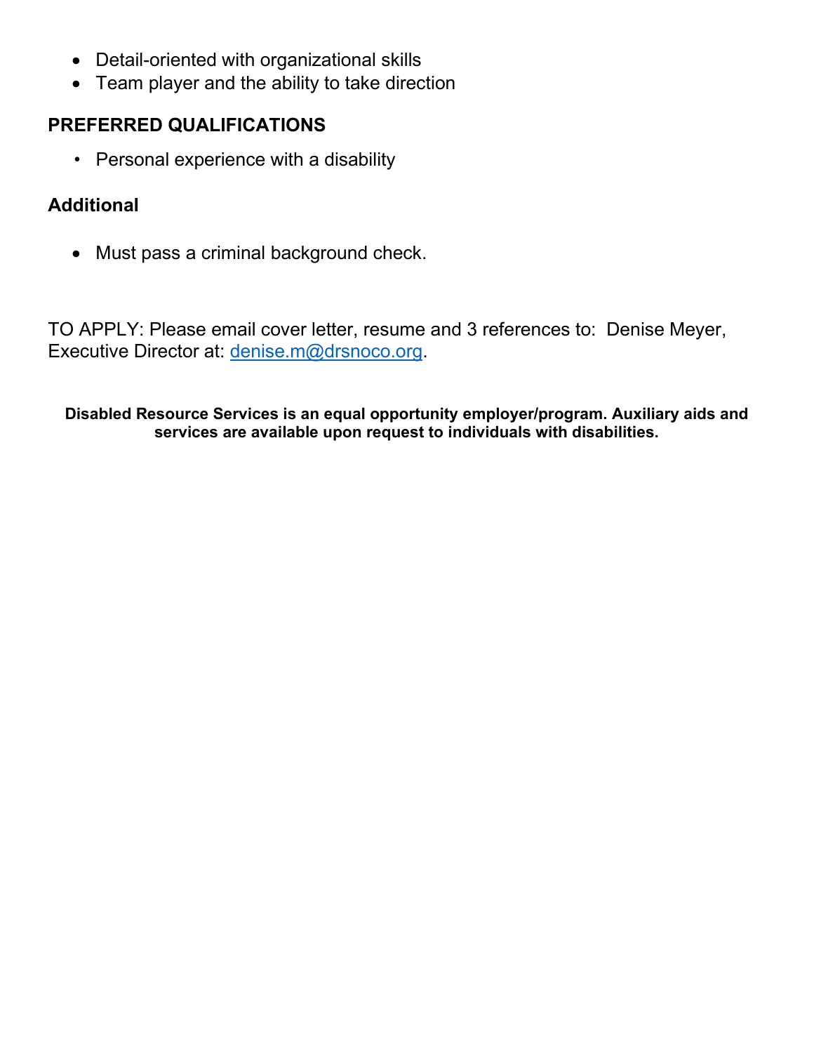- Detail-oriented with organizational skills
- Team player and the ability to take direction

## PREFERRED QUALIFICATIONS

- Personal experience with a disability

## Additional

- Must pass a criminal background check.

TO APPLY: Please email cover letter, resume and 3 references to: Denise Meyer, Executive Director at: denise.m@drsnoco.org.

**Disabled Resource Services is an equal opportunity employer/program. Auxiliary aids and services are available upon request to individuals with disabilities.**